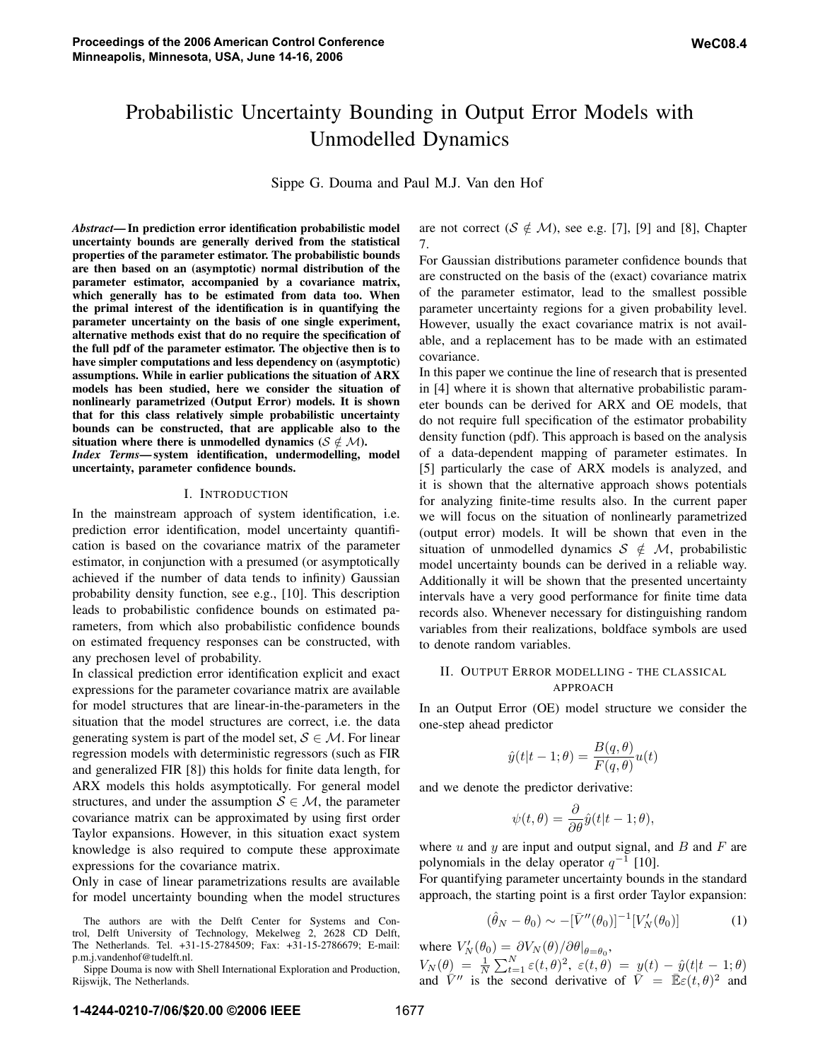# Probabilistic Uncertainty Bounding in Output Error Models with Unmodelled Dynamics

Sippe G. Douma and Paul M.J. Van den Hof

***Abstract*— In prediction error identification probabilistic model uncertainty bounds are generally derived from the statistical properties of the parameter estimator. The probabilistic bounds are then based on an (asymptotic) normal distribution of the parameter estimator, accompanied by a covariance matrix, which generally has to be estimated from data too. When the primal interest of the identification is in quantifying the parameter uncertainty on the basis of one single experiment, alternative methods exist that do no require the specification of the full pdf of the parameter estimator. The objective then is to have simpler computations and less dependency on (asymptotic) assumptions. While in earlier publications the situation of ARX models has been studied, here we consider the situation of nonlinearly parametrized (Output Error) models. It is shown that for this class relatively simple probabilistic uncertainty bounds can be constructed, that are applicable also to the situation where there is unmodelled dynamics ($\mathcal{S} \notin \mathcal{M}$).**

***Index Terms*— system identification, undermodelling, model uncertainty, parameter confidence bounds.**

## I. Introduction

In the mainstream approach of system identification, i.e. prediction error identification, model uncertainty quantification is based on the covariance matrix of the parameter estimator, in conjunction with a presumed (or asymptotically achieved if the number of data tends to infinity) Gaussian probability density function, see e.g., [10]. This description leads to probabilistic confidence bounds on estimated parameters, from which also probabilistic confidence bounds on estimated frequency responses can be constructed, with any prechosen level of probability.

In classical prediction error identification explicit and exact expressions for the parameter covariance matrix are available for model structures that are linear-in-the-parameters in the situation that the model structures are correct, i.e. the data generating system is part of the model set, $\mathcal{S} \in \mathcal{M}$. For linear regression models with deterministic regressors (such as FIR and generalized FIR [8]) this holds for finite data length, for ARX models this holds asymptotically. For general model structures, and under the assumption $\mathcal{S} \in \mathcal{M}$, the parameter covariance matrix can be approximated by using first order Taylor expansions. However, in this situation exact system knowledge is also required to compute these approximate expressions for the covariance matrix.

Only in case of linear parametrizations results are available for model uncertainty bounding when the model structures are not correct ($\mathcal{S} \notin \mathcal{M}$), see e.g. [7], [9] and [8], Chapter 7.

For Gaussian distributions parameter confidence bounds that are constructed on the basis of the (exact) covariance matrix of the parameter estimator, lead to the smallest possible parameter uncertainty regions for a given probability level. However, usually the exact covariance matrix is not available, and a replacement has to be made with an estimated covariance.

In this paper we continue the line of research that is presented in [4] where it is shown that alternative probabilistic parameter bounds can be derived for ARX and OE models, that do not require full specification of the estimator probability density function (pdf). This approach is based on the analysis of a data-dependent mapping of parameter estimates. In [5] particularly the case of ARX models is analyzed, and it is shown that the alternative approach shows potentials for analyzing finite-time results also. In the current paper we will focus on the situation of nonlinearly parametrized (output error) models. It will be shown that even in the situation of unmodelled dynamics $\mathcal{S} \notin \mathcal{M}$, probabilistic model uncertainty bounds can be derived in a reliable way. Additionally it will be shown that the presented uncertainty intervals have a very good performance for finite time data records also. Whenever necessary for distinguishing random variables from their realizations, boldface symbols are used to denote random variables.

## II. Output Error modelling - the classical approach

In an Output Error (OE) model structure we consider the one-step ahead predictor

$$\hat{y}(t|t-1;\theta) = \frac{B(q,\theta)}{F(q,\theta)}u(t)$$

and we denote the predictor derivative:

$$\psi(t,\theta) = \frac{\partial}{\partial\theta}\hat{y}(t|t-1;\theta),$$

where $u$ and $y$ are input and output signal, and $B$ and $F$ are polynomials in the delay operator $q^{-1}$ [10].

For quantifying parameter uncertainty bounds in the standard approach, the starting point is a first order Taylor expansion:

$$(\hat{\theta}_N - \theta_0) \sim -[\bar{V}''(\theta_0)]^{-1}[V_N'(\theta_0)] \tag{1}$$

where $V_N'(\theta_0) = \partial V_N(\theta)/\partial\theta|_{\theta=\theta_0}$, $V_N(\theta) = \frac{1}{N}\sum_{t=1}^{N}\varepsilon(t,\theta)^2$, $\varepsilon(t,\theta) = y(t) - \hat{y}(t|t-1;\theta)$ and $\bar{V}''$ is the second derivative of $\bar{V} = \bar{\mathbb{E}}\varepsilon(t,\theta)^2$ and

The authors are with the Delft Center for Systems and Control, Delft University of Technology, Mekelweg 2, 2628 CD Delft, The Netherlands. Tel. +31-15-2784509; Fax: +31-15-2786679; E-mail: p.m.j.vandenhof@tudelft.nl.

Sippe Douma is now with Shell International Exploration and Production, Rijswijk, The Netherlands.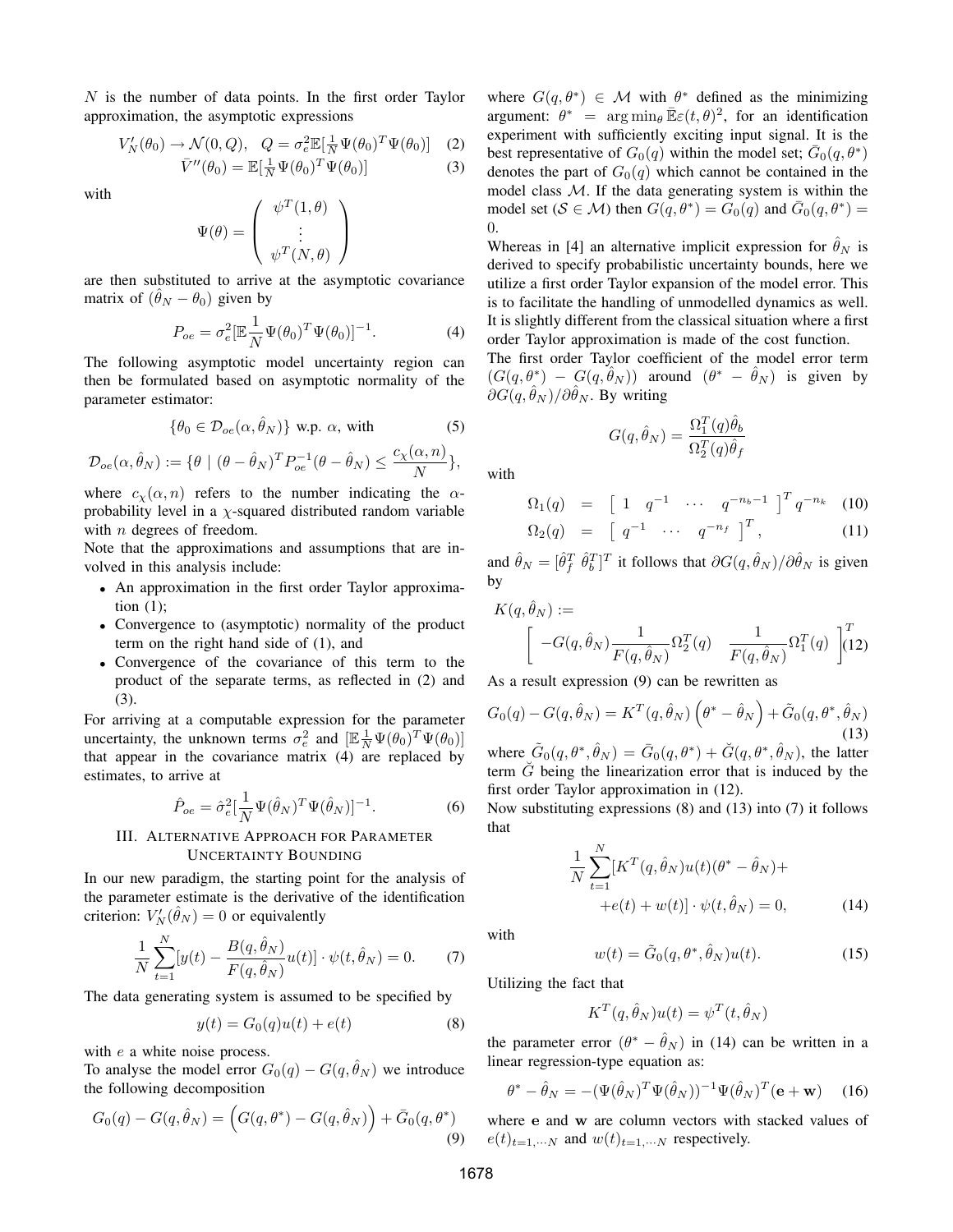$N$ is the number of data points. In the first order Taylor approximation, the asymptotic expressions

$$V_N'(\theta_0) \to \mathcal{N}(0, Q), \quad Q = \sigma_e^2 \mathbb{E}[\tfrac{1}{N}\Psi(\theta_0)^T \Psi(\theta_0)] \quad (2)$$

$$\bar{V}''(\theta_0) = \mathbb{E}[\tfrac{1}{N}\Psi(\theta_0)^T \Psi(\theta_0)] \quad (3)$$

with

$$\Psi(\theta) = \begin{pmatrix} \psi^T(1,\theta) \\ \vdots \\ \psi^T(N,\theta) \end{pmatrix}$$

are then substituted to arrive at the asymptotic covariance matrix of $(\hat{\theta}_N - \theta_0)$ given by

$$P_{oe} = \sigma_e^2 [\mathbb{E}\frac{1}{N}\Psi(\theta_0)^T \Psi(\theta_0)]^{-1}. \quad (4)$$

The following asymptotic model uncertainty region can then be formulated based on asymptotic normality of the parameter estimator:

$$\{\theta_0 \in \mathcal{D}_{oe}(\alpha, \hat{\theta}_N)\} \text{ w.p. } \alpha, \text{ with} \quad (5)$$

$$\mathcal{D}_{oe}(\alpha, \hat{\theta}_N) := \{\theta \mid (\theta - \hat{\theta}_N)^T P_{oe}^{-1} (\theta - \hat{\theta}_N) \leq \frac{c_\chi(\alpha, n)}{N}\},$$

where $c_\chi(\alpha, n)$ refers to the number indicating the $\alpha$-probability level in a $\chi$-squared distributed random variable with $n$ degrees of freedom.

Note that the approximations and assumptions that are involved in this analysis include:

- An approximation in the first order Taylor approximation (1);
- Convergence to (asymptotic) normality of the product term on the right hand side of (1), and
- Convergence of the covariance of this term to the product of the separate terms, as reflected in (2) and (3).

For arriving at a computable expression for the parameter uncertainty, the unknown terms $\sigma_e^2$ and $[\mathbb{E}\frac{1}{N}\Psi(\theta_0)^T\Psi(\theta_0)]$ that appear in the covariance matrix (4) are replaced by estimates, to arrive at

$$\hat{P}_{oe} = \hat{\sigma}_e^2 [\frac{1}{N}\Psi(\hat{\theta}_N)^T \Psi(\hat{\theta}_N)]^{-1}. \quad (6)$$

## III. Alternative Approach for Parameter Uncertainty Bounding

In our new paradigm, the starting point for the analysis of the parameter estimate is the derivative of the identification criterion: $V_N'(\hat{\theta}_N) = 0$ or equivalently

$$\frac{1}{N}\sum_{t=1}^{N} [y(t) - \frac{B(q, \hat{\theta}_N)}{F(q, \hat{\theta}_N)} u(t)] \cdot \psi(t, \hat{\theta}_N) = 0. \quad (7)$$

The data generating system is assumed to be specified by

$$y(t) = G_0(q)u(t) + e(t) \quad (8)$$

with $e$ a white noise process.

To analyse the model error $G_0(q) - G(q, \hat{\theta}_N)$ we introduce the following decomposition

$$G_0(q) - G(q, \hat{\theta}_N) = \Big(G(q, \theta^*) - G(q, \hat{\theta}_N)\Big) + \bar{G}_0(q, \theta^*) \quad (9)$$

where $G(q, \theta^*) \in \mathcal{M}$ with $\theta^*$ defined as the minimizing argument: $\theta^* = \arg\min_\theta \bar{\mathbb{E}}\varepsilon(t,\theta)^2$, for an identification experiment with sufficiently exciting input signal. It is the best representative of $G_0(q)$ within the model set; $\bar{G}_0(q, \theta^*)$ denotes the part of $G_0(q)$ which cannot be contained in the model class $\mathcal{M}$. If the data generating system is within the model set ($\mathcal{S} \in \mathcal{M}$) then $G(q, \theta^*) = G_0(q)$ and $\bar{G}_0(q, \theta^*) = 0$.

Whereas in [4] an alternative implicit expression for $\hat{\theta}_N$ is derived to specify probabilistic uncertainty bounds, here we utilize a first order Taylor expansion of the model error. This is to facilitate the handling of unmodelled dynamics as well. It is slightly different from the classical situation where a first order Taylor approximation is made of the cost function.

The first order Taylor coefficient of the model error term $(G(q, \theta^*) - G(q, \hat{\theta}_N))$ around $(\theta^* - \hat{\theta}_N)$ is given by $\partial G(q, \hat{\theta}_N)/\partial \hat{\theta}_N$. By writing

$$G(q, \hat{\theta}_N) = \frac{\Omega_1^T(q)\hat{\theta}_b}{\Omega_2^T(q)\hat{\theta}_f}$$

with

$$\Omega_1(q) = \begin{bmatrix} 1 & q^{-1} & \cdots & q^{-n_b - 1} \end{bmatrix}^T q^{-n_k} \quad (10)$$

$$\Omega_2(q) = \begin{bmatrix} q^{-1} & \cdots & q^{-n_f} \end{bmatrix}^T, \quad (11)$$

and $\hat{\theta}_N = [\hat{\theta}_f^T \ \hat{\theta}_b^T]^T$ it follows that $\partial G(q, \hat{\theta}_N)/\partial \hat{\theta}_N$ is given by

$$K(q, \hat{\theta}_N) := \begin{bmatrix} -G(q, \hat{\theta}_N)\frac{1}{F(q, \hat{\theta}_N)}\Omega_2^T(q) & \frac{1}{F(q, \hat{\theta}_N)}\Omega_1^T(q) \end{bmatrix}^T \quad (12)$$

As a result expression (9) can be rewritten as

$$G_0(q) - G(q, \hat{\theta}_N) = K^T(q, \hat{\theta}_N)\Big(\theta^* - \hat{\theta}_N\Big) + \tilde{G}_0(q, \theta^*, \hat{\theta}_N) \quad (13)$$

where $\tilde{G}_0(q, \theta^*, \hat{\theta}_N) = \bar{G}_0(q, \theta^*) + \breve{G}(q, \theta^*, \hat{\theta}_N)$, the latter term $\breve{G}$ being the linearization error that is induced by the first order Taylor approximation in (12).

Now substituting expressions (8) and (13) into (7) it follows that

$$\frac{1}{N}\sum_{t=1}^{N}[K^T(q, \hat{\theta}_N)u(t)(\theta^* - \hat{\theta}_N) + e(t) + w(t)] \cdot \psi(t, \hat{\theta}_N) = 0, \quad (14)$$

with

$$w(t) = \tilde{G}_0(q, \theta^*, \hat{\theta}_N)u(t). \quad (15)$$

Utilizing the fact that

$$K^T(q, \hat{\theta}_N)u(t) = \psi^T(t, \hat{\theta}_N)$$

the parameter error $(\theta^* - \hat{\theta}_N)$ in (14) can be written in a linear regression-type equation as:

$$\theta^* - \hat{\theta}_N = -(\Psi(\hat{\theta}_N)^T\Psi(\hat{\theta}_N))^{-1}\Psi(\hat{\theta}_N)^T(\mathbf{e} + \mathbf{w}) \quad (16)$$

where $\mathbf{e}$ and $\mathbf{w}$ are column vectors with stacked values of $e(t)_{t=1,\cdots N}$ and $w(t)_{t=1,\cdots N}$ respectively.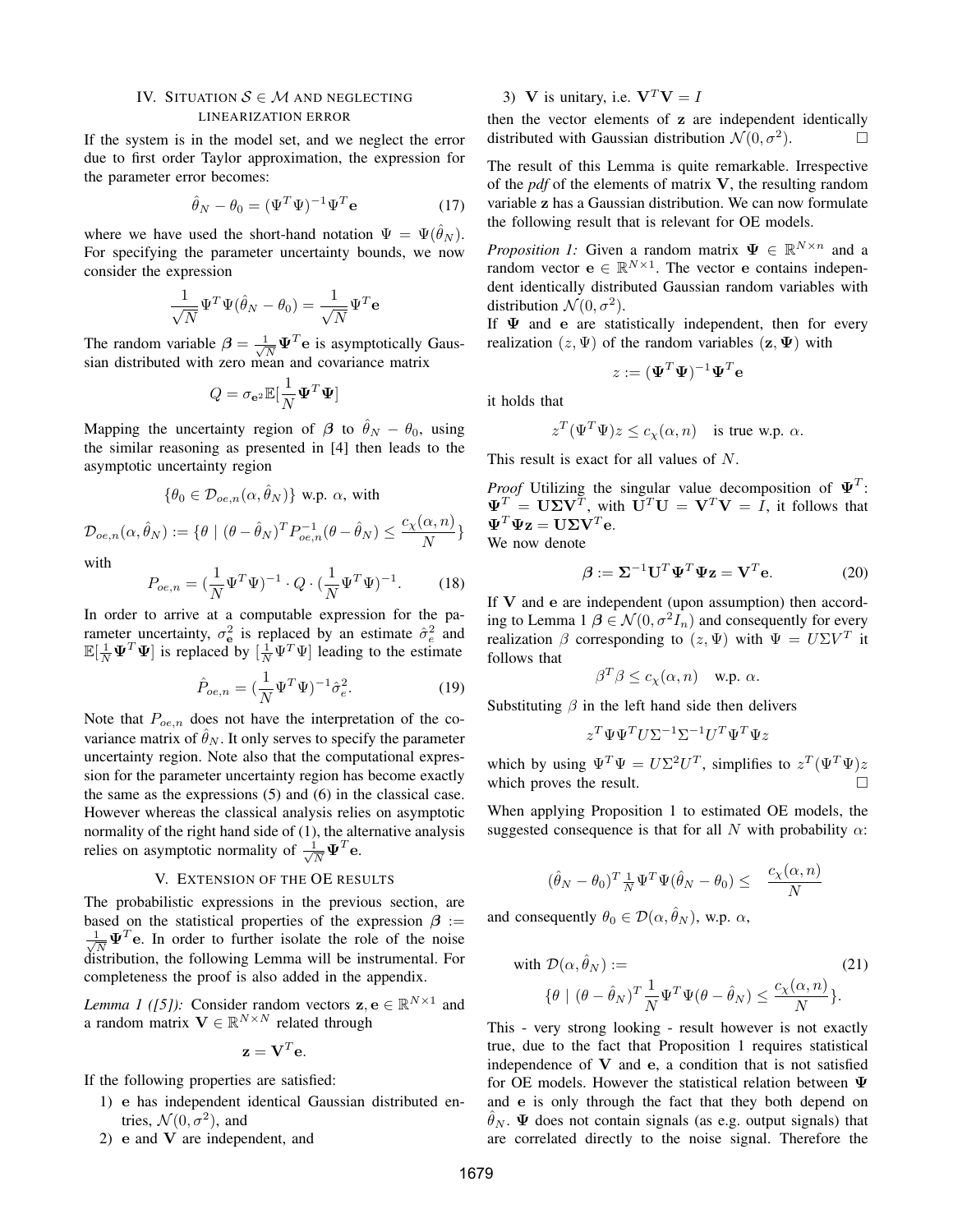## IV. Situation $\mathcal{S} \in \mathcal{M}$ and neglecting linearization error

If the system is in the model set, and we neglect the error due to first order Taylor approximation, the expression for the parameter error becomes:

$$\hat{\theta}_N - \theta_0 = (\Psi^T \Psi)^{-1} \Psi^T \mathbf{e} \tag{17}$$

where we have used the short-hand notation $\Psi = \Psi(\hat{\theta}_N)$. For specifying the parameter uncertainty bounds, we now consider the expression

$$\frac{1}{\sqrt{N}} \Psi^T \Psi (\hat{\theta}_N - \theta_0) = \frac{1}{\sqrt{N}} \Psi^T \mathbf{e}$$

The random variable $\boldsymbol{\beta} = \frac{1}{\sqrt{N}} \boldsymbol{\Psi}^T \mathbf{e}$ is asymptotically Gaussian distributed with zero mean and covariance matrix

$$Q = \sigma_{\mathbf{e}^2} \mathbb{E}[\frac{1}{N} \boldsymbol{\Psi}^T \boldsymbol{\Psi}]$$

Mapping the uncertainty region of $\boldsymbol{\beta}$ to $\hat{\theta}_N - \theta_0$, using the similar reasoning as presented in [4] then leads to the asymptotic uncertainty region

$$\{\theta_0 \in \mathcal{D}_{oe,n}(\alpha, \hat{\theta}_N)\} \text{ w.p. } \alpha, \text{ with}$$

$$\mathcal{D}_{oe,n}(\alpha, \hat{\theta}_N) := \{\theta \mid (\theta - \hat{\theta}_N)^T P_{oe,n}^{-1} (\theta - \hat{\theta}_N) \leq \frac{c_\chi(\alpha, n)}{N}\}$$

with

$$P_{oe,n} = (\frac{1}{N} \Psi^T \Psi)^{-1} \cdot Q \cdot (\frac{1}{N} \Psi^T \Psi)^{-1}. \tag{18}$$

In order to arrive at a computable expression for the parameter uncertainty, $\sigma_{\mathbf{e}}^2$ is replaced by an estimate $\hat{\sigma}_e^2$ and $\mathbb{E}[\frac{1}{N} \boldsymbol{\Psi}^T \boldsymbol{\Psi}]$ is replaced by $[\frac{1}{N} \Psi^T \Psi]$ leading to the estimate

$$\hat{P}_{oe,n} = (\frac{1}{N} \Psi^T \Psi)^{-1} \hat{\sigma}_e^2. \tag{19}$$

Note that $P_{oe,n}$ does not have the interpretation of the covariance matrix of $\hat{\theta}_N$. It only serves to specify the parameter uncertainty region. Note also that the computational expression for the parameter uncertainty region has become exactly the same as the expressions (5) and (6) in the classical case. However whereas the classical analysis relies on asymptotic normality of the right hand side of (1), the alternative analysis relies on asymptotic normality of $\frac{1}{\sqrt{N}} \boldsymbol{\Psi}^T \mathbf{e}$.

## V. Extension of the OE results

The probabilistic expressions in the previous section, are based on the statistical properties of the expression $\boldsymbol{\beta} := \frac{1}{\sqrt{N}} \boldsymbol{\Psi}^T \mathbf{e}$. In order to further isolate the role of the noise distribution, the following Lemma will be instrumental. For completeness the proof is also added in the appendix.

*Lemma 1 ([5]):* Consider random vectors $\mathbf{z}, \mathbf{e} \in \mathbb{R}^{N \times 1}$ and a random matrix $\mathbf{V} \in \mathbb{R}^{N \times N}$ related through

$$\mathbf{z} = \mathbf{V}^T \mathbf{e}.$$

If the following properties are satisfied:

1) $\mathbf{e}$ has independent identical Gaussian distributed entries, $\mathcal{N}(0, \sigma^2)$, and
2) $\mathbf{e}$ and $\mathbf{V}$ are independent, and
3) $\mathbf{V}$ is unitary, i.e. $\mathbf{V}^T \mathbf{V} = I$

then the vector elements of $\mathbf{z}$ are independent identically distributed with Gaussian distribution $\mathcal{N}(0, \sigma^2)$. □

The result of this Lemma is quite remarkable. Irrespective of the *pdf* of the elements of matrix $\mathbf{V}$, the resulting random variable $\mathbf{z}$ has a Gaussian distribution. We can now formulate the following result that is relevant for OE models.

*Proposition 1:* Given a random matrix $\boldsymbol{\Psi} \in \mathbb{R}^{N \times n}$ and a random vector $\mathbf{e} \in \mathbb{R}^{N \times 1}$. The vector $\mathbf{e}$ contains independent identically distributed Gaussian random variables with distribution $\mathcal{N}(0, \sigma^2)$.
If $\boldsymbol{\Psi}$ and $\mathbf{e}$ are statistically independent, then for every realization $(z, \Psi)$ of the random variables $(\mathbf{z}, \boldsymbol{\Psi})$ with

$$z := (\boldsymbol{\Psi}^T \boldsymbol{\Psi})^{-1} \boldsymbol{\Psi}^T \mathbf{e}$$

it holds that

$$z^T (\Psi^T \Psi) z \leq c_\chi(\alpha, n) \quad \text{is true w.p. } \alpha.$$

This result is exact for all values of $N$.

*Proof* Utilizing the singular value decomposition of $\boldsymbol{\Psi}^T$: $\boldsymbol{\Psi}^T = \mathbf{U} \boldsymbol{\Sigma} \mathbf{V}^T$, with $\mathbf{U}^T \mathbf{U} = \mathbf{V}^T \mathbf{V} = I$, it follows that $\boldsymbol{\Psi}^T \boldsymbol{\Psi} \mathbf{z} = \mathbf{U} \boldsymbol{\Sigma} \mathbf{V}^T \mathbf{e}$.
We now denote

$$\boldsymbol{\beta} := \boldsymbol{\Sigma}^{-1} \mathbf{U}^T \boldsymbol{\Psi}^T \boldsymbol{\Psi} \mathbf{z} = \mathbf{V}^T \mathbf{e}. \tag{20}$$

If $\mathbf{V}$ and $\mathbf{e}$ are independent (upon assumption) then according to Lemma 1 $\boldsymbol{\beta} \in \mathcal{N}(0, \sigma^2 I_n)$ and consequently for every realization $\beta$ corresponding to $(z, \Psi)$ with $\Psi = U \Sigma V^T$ it follows that

$$\beta^T \beta \leq c_\chi(\alpha, n) \quad \text{w.p. } \alpha.$$

Substituting $\beta$ in the left hand side then delivers

$$z^T \Psi \Psi^T U \Sigma^{-1} \Sigma^{-1} U^T \Psi^T \Psi z$$

which by using $\Psi^T \Psi = U \Sigma^2 U^T$, simplifies to $z^T (\Psi^T \Psi) z$ which proves the result. □

When applying Proposition 1 to estimated OE models, the suggested consequence is that for all $N$ with probability $\alpha$:

$$(\hat{\theta}_N - \theta_0)^T \tfrac{1}{N} \Psi^T \Psi (\hat{\theta}_N - \theta_0) \leq \quad \frac{c_\chi(\alpha, n)}{N}$$

and consequently $\theta_0 \in \mathcal{D}(\alpha, \hat{\theta}_N)$, w.p. $\alpha$,

$$\text{with } \mathcal{D}(\alpha, \hat{\theta}_N) := \tag{21}$$
$$\{\theta \mid (\theta - \hat{\theta}_N)^T \frac{1}{N} \Psi^T \Psi (\theta - \hat{\theta}_N) \leq \frac{c_\chi(\alpha, n)}{N}\}.$$

This - very strong looking - result however is not exactly true, due to the fact that Proposition 1 requires statistical independence of $\mathbf{V}$ and $\mathbf{e}$, a condition that is not satisfied for OE models. However the statistical relation between $\boldsymbol{\Psi}$ and $\mathbf{e}$ is only through the fact that they both depend on $\hat{\theta}_N$. $\boldsymbol{\Psi}$ does not contain signals (as e.g. output signals) that are correlated directly to the noise signal. Therefore the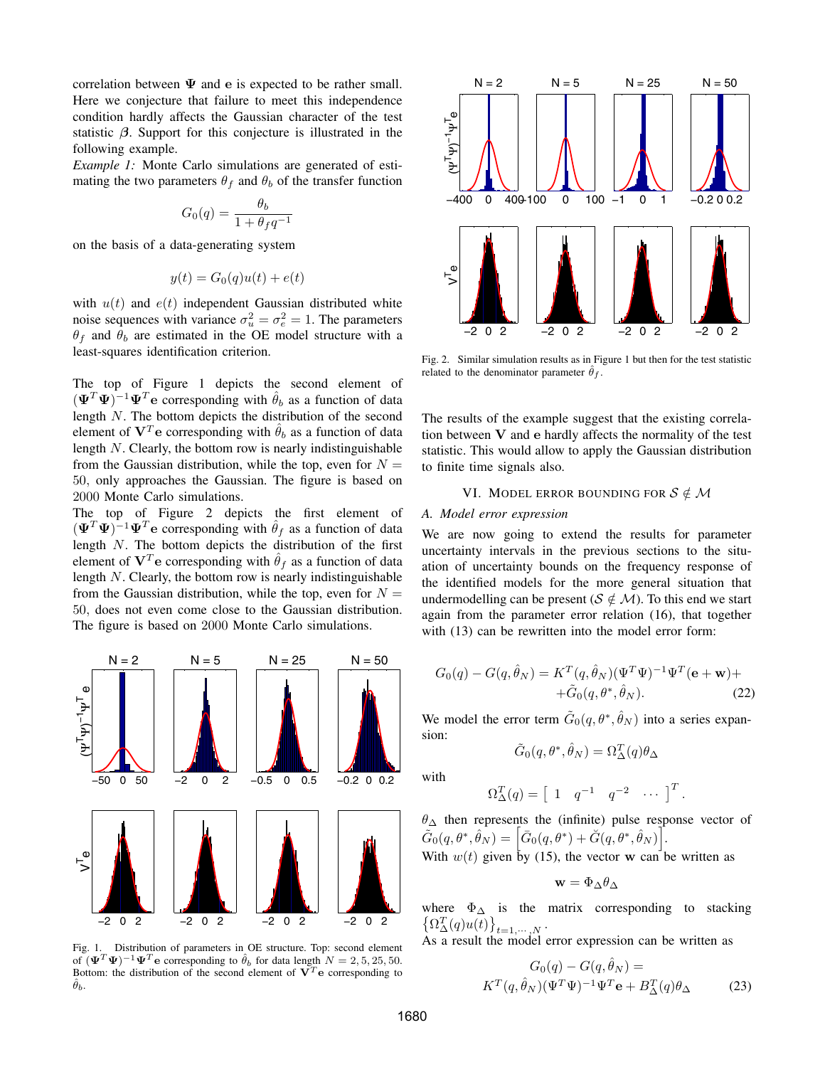correlation between $\mathbf{\Psi}$ and $\mathbf{e}$ is expected to be rather small. Here we conjecture that failure to meet this independence condition hardly affects the Gaussian character of the test statistic $\boldsymbol{\beta}$. Support for this conjecture is illustrated in the following example.

*Example 1:* Monte Carlo simulations are generated of estimating the two parameters $\theta_f$ and $\theta_b$ of the transfer function

$$G_0(q) = \frac{\theta_b}{1 + \theta_f q^{-1}}$$

on the basis of a data-generating system

$$y(t) = G_0(q)u(t) + e(t)$$

with $u(t)$ and $e(t)$ independent Gaussian distributed white noise sequences with variance $\sigma_u^2 = \sigma_e^2 = 1$. The parameters $\theta_f$ and $\theta_b$ are estimated in the OE model structure with a least-squares identification criterion.

The top of Figure 1 depicts the second element of $(\mathbf{\Psi}^T\mathbf{\Psi})^{-1}\mathbf{\Psi}^T\mathbf{e}$ corresponding with $\hat{\theta}_b$ as a function of data length $N$. The bottom depicts the distribution of the second element of $\mathbf{V}^T\mathbf{e}$ corresponding with $\hat{\theta}_b$ as a function of data length $N$. Clearly, the bottom row is nearly indistinguishable from the Gaussian distribution, while the top, even for $N = 50$, only approaches the Gaussian. The figure is based on 2000 Monte Carlo simulations.

The top of Figure 2 depicts the first element of $(\mathbf{\Psi}^T\mathbf{\Psi})^{-1}\mathbf{\Psi}^T\mathbf{e}$ corresponding with $\hat{\theta}_f$ as a function of data length $N$. The bottom depicts the distribution of the first element of $\mathbf{V}^T\mathbf{e}$ corresponding with $\hat{\theta}_f$ as a function of data length $N$. Clearly, the bottom row is nearly indistinguishable from the Gaussian distribution, while the top, even for $N = 50$, does not even come close to the Gaussian distribution. The figure is based on 2000 Monte Carlo simulations.

Fig. 1. Distribution of parameters in OE structure. Top: second element of $(\mathbf{\Psi}^T\mathbf{\Psi})^{-1}\mathbf{\Psi}^T\mathbf{e}$ corresponding to $\hat{\theta}_b$ for data length $N = 2, 5, 25, 50$. Bottom: the distribution of the second element of $\mathbf{V}^T\mathbf{e}$ corresponding to $\hat{\theta}_b$.

Fig. 2. Similar simulation results as in Figure 1 but then for the test statistic related to the denominator parameter $\hat{\theta}_f$.

The results of the example suggest that the existing correlation between $\mathbf{V}$ and $\mathbf{e}$ hardly affects the normality of the test statistic. This would allow to apply the Gaussian distribution to finite time signals also.

## VI. Model error bounding for $\mathcal{S} \notin \mathcal{M}$

### A. Model error expression

We are now going to extend the results for parameter uncertainty intervals in the previous sections to the situation of uncertainty bounds on the frequency response of the identified models for the more general situation that undermodelling can be present ($\mathcal{S} \notin \mathcal{M}$). To this end we start again from the parameter error relation (16), that together with (13) can be rewritten into the model error form:

$$G_0(q) - G(q, \hat{\theta}_N) = K^T(q, \hat{\theta}_N)(\Psi^T\Psi)^{-1}\Psi^T(\mathbf{e} + \mathbf{w}) + \\ + \tilde{G}_0(q, \theta^*, \hat{\theta}_N). \tag{22}$$

We model the error term $\tilde{G}_0(q, \theta^*, \hat{\theta}_N)$ into a series expansion:

$$\tilde{G}_0(q, \theta^*, \hat{\theta}_N) = \Omega_\Delta^T(q)\theta_\Delta$$

with

$$\Omega_\Delta^T(q) = \left[\begin{array}{cccc} 1 & q^{-1} & q^{-2} & \cdots \end{array}\right]^T.$$

$\theta_\Delta$ then represents the (infinite) pulse response vector of $\tilde{G}_0(q, \theta^*, \hat{\theta}_N) = \left[\bar{G}_0(q, \theta^*) + \breve{G}(q, \theta^*, \hat{\theta}_N)\right]$.

With $w(t)$ given by (15), the vector $\mathbf{w}$ can be written as

$$\mathbf{w} = \Phi_\Delta\theta_\Delta$$

where $\Phi_\Delta$ is the matrix corresponding to stacking $\left\{\Omega_\Delta^T(q)u(t)\right\}_{t=1,\cdots,N}$.

As a result the model error expression can be written as

$$G_0(q) - G(q, \hat{\theta}_N) = \\ K^T(q, \hat{\theta}_N)(\Psi^T\Psi)^{-1}\Psi^T\mathbf{e} + B_\Delta^T(q)\theta_\Delta \tag{23}$$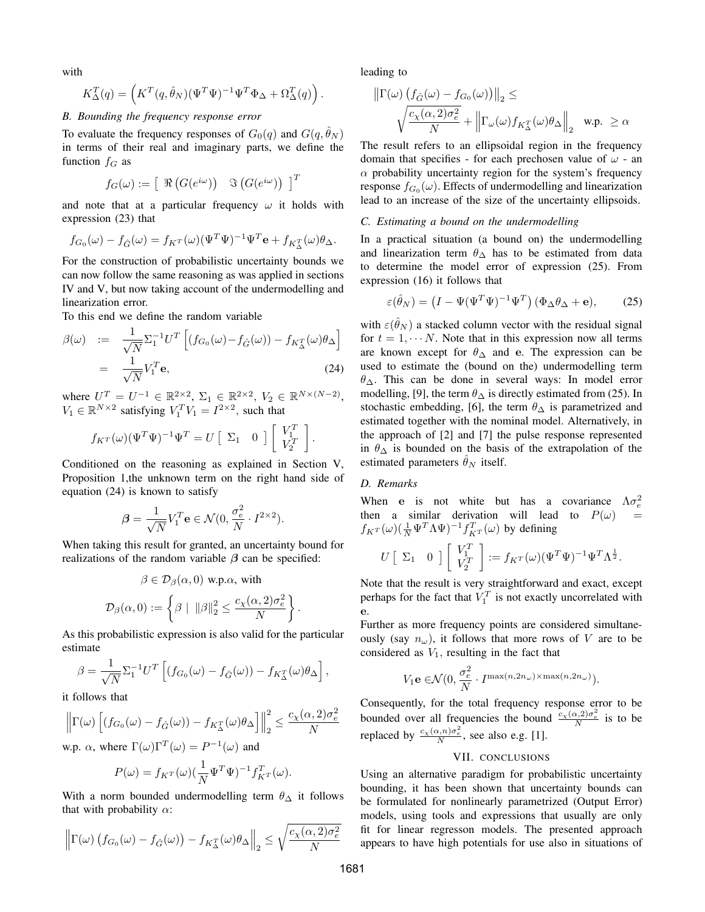with

$$K_{\Delta}^T(q) = \left(K^T(q,\hat{\theta}_N)(\Psi^T\Psi)^{-1}\Psi^T\Phi_\Delta + \Omega_\Delta^T(q)\right).$$

### *B. Bounding the frequency response error*

To evaluate the frequency responses of $G_0(q)$ and $G(q,\hat{\theta}_N)$ in terms of their real and imaginary parts, we define the function $f_G$ as

$$f_G(\omega) := \left[\begin{array}{cc} \Re\left(G(e^{i\omega})\right) & \Im\left(G(e^{i\omega})\right) \end{array}\right]^T$$

and note that at a particular frequency $\omega$ it holds with expression (23) that

$$f_{G_0}(\omega) - f_{\hat{G}}(\omega) = f_{K^T}(\omega)(\Psi^T\Psi)^{-1}\Psi^T\mathbf{e} + f_{K_\Delta^T}(\omega)\theta_\Delta.$$

For the construction of probabilistic uncertainty bounds we can now follow the same reasoning as was applied in sections IV and V, but now taking account of the undermodelling and linearization error.

To this end we define the random variable

$$\begin{aligned}\beta(\omega) &:= \frac{1}{\sqrt{N}}\Sigma_1^{-1}U^T\left[(f_{G_0}(\omega) - f_{\hat{G}}(\omega)) - f_{K_\Delta^T}(\omega)\theta_\Delta\right] \\ &= \frac{1}{\sqrt{N}}V_1^T\mathbf{e}, \end{aligned} \quad (24)$$

where $U^T = U^{-1} \in \mathbb{R}^{2\times 2}$, $\Sigma_1 \in \mathbb{R}^{2\times 2}$, $V_2 \in \mathbb{R}^{N\times(N-2)}$, $V_1 \in \mathbb{R}^{N\times 2}$ satisfying $V_1^TV_1 = I^{2\times 2}$, such that

$$f_{K^T}(\omega)(\Psi^T\Psi)^{-1}\Psi^T = U\left[\begin{array}{cc}\Sigma_1 & 0\end{array}\right]\left[\begin{array}{c}V_1^T \\ V_2^T\end{array}\right].$$

Conditioned on the reasoning as explained in Section V, Proposition 1,the unknown term on the right hand side of equation (24) is known to satisfy

$$\boldsymbol{\beta} = \frac{1}{\sqrt{N}}V_1^T\mathbf{e} \in \mathcal{N}(0, \frac{\sigma_e^2}{N}\cdot I^{2\times 2}).$$

When taking this result for granted, an uncertainty bound for realizations of the random variable $\boldsymbol{\beta}$ can be specified:

$$\beta \in \mathcal{D}_\beta(\alpha, 0) \text{ w.p.}\alpha, \text{ with}$$

$$\mathcal{D}_\beta(\alpha,0) := \left\{\beta \mid \|\beta\|_2^2 \leq \frac{c_\chi(\alpha,2)\sigma_e^2}{N}\right\}.$$

As this probabilistic expression is also valid for the particular estimate

$$\beta = \frac{1}{\sqrt{N}}\Sigma_1^{-1}U^T\left[(f_{G_0}(\omega) - f_{\hat{G}}(\omega)) - f_{K_\Delta^T}(\omega)\theta_\Delta\right],$$

it follows that

$$\left\|\Gamma(\omega)\left[(f_{G_0}(\omega) - f_{\hat{G}}(\omega)) - f_{K_\Delta^T}(\omega)\theta_\Delta\right]\right\|_2^2 \leq \frac{c_\chi(\alpha,2)\sigma_e^2}{N}$$

w.p. $\alpha$, where $\Gamma(\omega)\Gamma^T(\omega) = P^{-1}(\omega)$ and

$$P(\omega) = f_{K^T}(\omega)(\frac{1}{N}\Psi^T\Psi)^{-1}f_{K^T}^T(\omega).$$

With a norm bounded undermodelling term $\theta_\Delta$ it follows that with probability $\alpha$:

$$\left\|\Gamma(\omega)\left(f_{G_0}(\omega) - f_{\hat{G}}(\omega)\right) - f_{K_\Delta^T}(\omega)\theta_\Delta\right\|_2 \leq \sqrt{\frac{c_\chi(\alpha,2)\sigma_e^2}{N}}$$

leading to

$$\left\|\Gamma(\omega)\left(f_{\hat{G}}(\omega) - f_{G_0}(\omega)\right)\right\|_2 \leq \sqrt{\frac{c_\chi(\alpha,2)\sigma_e^2}{N}} + \left\|\Gamma_\omega(\omega)f_{K_\Delta^T}(\omega)\theta_\Delta\right\|_2 \quad \text{w.p.} \geq \alpha$$

The result refers to an ellipsoidal region in the frequency domain that specifies - for each prechosen value of $\omega$ - an $\alpha$ probability uncertainty region for the system's frequency response $f_{G_0}(\omega)$. Effects of undermodelling and linearization lead to an increase of the size of the uncertainty ellipsoids.

### *C. Estimating a bound on the undermodelling*

In a practical situation (a bound on) the undermodelling and linearization term $\theta_\Delta$ has to be estimated from data to determine the model error of expression (25). From expression (16) it follows that

$$\varepsilon(\hat{\theta}_N) = \left(I - \Psi(\Psi^T\Psi)^{-1}\Psi^T\right)(\Phi_\Delta\theta_\Delta + \mathbf{e}), \quad (25)$$

with $\varepsilon(\hat{\theta}_N)$ a stacked column vector with the residual signal for $t = 1,\cdots N$. Note that in this expression now all terms are known except for $\theta_\Delta$ and $\mathbf{e}$. The expression can be used to estimate the (bound on the) undermodelling term $\theta_\Delta$. This can be done in several ways: In model error modelling, [9], the term $\theta_\Delta$ is directly estimated from (25). In stochastic embedding, [6], the term $\theta_\Delta$ is parametrized and estimated together with the nominal model. Alternatively, in the approach of [2] and [7] the pulse response represented in $\theta_\Delta$ is bounded on the basis of the extrapolation of the estimated parameters $\hat{\theta}_N$ itself.

### *D. Remarks*

When $\mathbf{e}$ is not white but has a covariance $\Lambda\sigma_e^2$ then a similar derivation will lead to $P(\omega) = f_{K^T}(\omega)(\frac{1}{N}\Psi^T\Lambda\Psi)^{-1}f_{K^T}^T(\omega)$ by defining

$$U\left[\begin{array}{cc}\Sigma_1 & 0\end{array}\right]\left[\begin{array}{c}V_1^T \\ V_2^T\end{array}\right] := f_{K^T}(\omega)(\Psi^T\Psi)^{-1}\Psi^T\Lambda^{\frac{1}{2}}.$$

Note that the result is very straightforward and exact, except perhaps for the fact that $V_1^T$ is not exactly uncorrelated with $\mathbf{e}$.

Further as more frequency points are considered simultaneously (say $n_\omega$), it follows that more rows of $V$ are to be considered as $V_1$, resulting in the fact that

$$V_1\mathbf{e} \in \mathcal{N}(0, \frac{\sigma_e^2}{N}\cdot I^{\max(n,2n_\omega)\times\max(n,2n_\omega)}).$$

Consequently, for the total frequency response error to be bounded over all frequencies the bound $\frac{c_\chi(\alpha,2)\sigma_e^2}{N}$ is to be replaced by $\frac{c_\chi(\alpha,n)\sigma_e^2}{N}$, see also e.g. [1].

## VII. CONCLUSIONS

Using an alternative paradigm for probabilistic uncertainty bounding, it has been shown that uncertainty bounds can be formulated for nonlinearly parametrized (Output Error) models, using tools and expressions that usually are only fit for linear regresson models. The presented approach appears to have high potentials for use also in situations of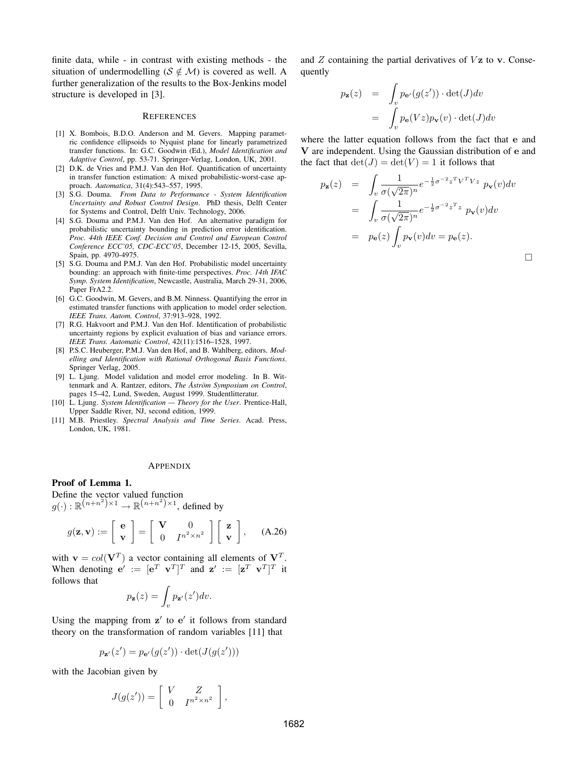finite data, while - in contrast with existing methods - the situation of undermodelling ($\mathcal{S} \notin \mathcal{M}$) is covered as well. A further generalization of the results to the Box-Jenkins model structure is developed in [3].

## REFERENCES

[1] X. Bombois, B.D.O. Anderson and M. Gevers. Mapping parametric confidence ellipsoids to Nyquist plane for linearly parametrized transfer functions. In: G.C. Goodwin (Ed.), *Model Identification and Adaptive Control*, pp. 53-71. Springer-Verlag, London, UK, 2001.

[2] D.K. de Vries and P.M.J. Van den Hof. Quantification of uncertainty in transfer function estimation: A mixed probabilistic-worst-case approach. *Automatica*, 31(4):543–557, 1995.

[3] S.G. Douma. *From Data to Performance - System Identification Uncertainty and Robust Control Design*. PhD thesis, Delft Center for Systems and Control, Delft Univ. Technology, 2006.

[4] S.G. Douma and P.M.J. Van den Hof. An alternative paradigm for probabilistic uncertainty bounding in prediction error identification. *Proc. 44th IEEE Conf. Decision and Control and European Control Conference ECC'05, CDC-ECC'05*, December 12-15, 2005, Sevilla, Spain, pp. 4970-4975.

[5] S.G. Douma and P.M.J. Van den Hof. Probabilistic model uncertainty bounding: an approach with finite-time perspectives. *Proc. 14th IFAC Symp. System Identification*, Newcastle, Australia, March 29-31, 2006, Paper FrA2.2.

[6] G.C. Goodwin, M. Gevers, and B.M. Ninness. Quantifying the error in estimated transfer functions with application to model order selection. *IEEE Trans. Autom. Control*, 37:913–928, 1992.

[7] R.G. Hakvoort and P.M.J. Van den Hof. Identification of probabilistic uncertainty regions by explicit evaluation of bias and variance errors. *IEEE Trans. Automatic Control*, 42(11):1516–1528, 1997.

[8] P.S.C. Heuberger, P.M.J. Van den Hof, and B. Wahlberg, editors. *Modelling and Identification with Rational Orthogonal Basis Functions*. Springer Verlag, 2005.

[9] L. Ljung. Model validation and model error modeling. In B. Wittenmark and A. Rantzer, editors, *The Åström Symposium on Control*, pages 15–42, Lund, Sweden, August 1999. Studentlitteratur.

[10] L. Ljung. *System Identification — Theory for the User*. Prentice-Hall, Upper Saddle River, NJ, second edition, 1999.

[11] M.B. Priestley. *Spectral Analysis and Time Series*. Acad. Press, London, UK, 1981.

## APPENDIX

**Proof of Lemma 1.**

Define the vector valued function $g(\cdot) : \mathbb{R}^{(n+n^2)\times 1} \to \mathbb{R}^{(n+n^2)\times 1}$, defined by

$$g(\mathbf{z}, \mathbf{v}) := \begin{bmatrix} \mathbf{e} \\ \mathbf{v} \end{bmatrix} = \begin{bmatrix} \mathbf{V} & 0 \\ 0 & I^{n^2\times n^2} \end{bmatrix} \begin{bmatrix} \mathbf{z} \\ \mathbf{v} \end{bmatrix}, \qquad \text{(A.26)}$$

with $\mathbf{v} = col(\mathbf{V}^T)$ a vector containing all elements of $\mathbf{V}^T$. When denoting $\mathbf{e}' := [\mathbf{e}^T \;\; \mathbf{v}^T]^T$ and $\mathbf{z}' := [\mathbf{z}^T \;\; \mathbf{v}^T]^T$ it follows that

$$p_{\mathbf{z}}(z) = \int_v p_{\mathbf{z}'}(z')dv.$$

Using the mapping from $\mathbf{z}'$ to $\mathbf{e}'$ it follows from standard theory on the transformation of random variables [11] that

$$p_{\mathbf{z}'}(z') = p_{\mathbf{e}'}(g(z')) \cdot \det(J(g(z')))$$

with the Jacobian given by

$$J(g(z')) = \begin{bmatrix} V & Z \\ 0 & I^{n^2\times n^2} \end{bmatrix},$$

and $Z$ containing the partial derivatives of $V\mathbf{z}$ to $\mathbf{v}$. Consequently

$$\begin{aligned} p_{\mathbf{z}}(z) &= \int_v p_{\mathbf{e}'}(g(z')) \cdot \det(J)dv \\ &= \int_v p_{\mathbf{e}}(Vz)p_{\mathbf{v}}(v) \cdot \det(J)dv \end{aligned}$$

where the latter equation follows from the fact that $\mathbf{e}$ and $\mathbf{V}$ are independent. Using the Gaussian distribution of $\mathbf{e}$ and the fact that $\det(J) = \det(V) = 1$ it follows that

$$\begin{aligned} p_{\mathbf{z}}(z) &= \int_v \frac{1}{\sigma(\sqrt{2\pi})^n} e^{-\frac{1}{2}\sigma^{-2}z^T V^T V z} \; p_{\mathbf{v}}(v)dv \\ &= \int_v \frac{1}{\sigma(\sqrt{2\pi})^n} e^{-\frac{1}{2}\sigma^{-2}z^T z} \; p_{\mathbf{v}}(v)dv \\ &= p_{\mathbf{e}}(z)\int_v p_{\mathbf{v}}(v)dv = p_{\mathbf{e}}(z). \end{aligned}$$

□